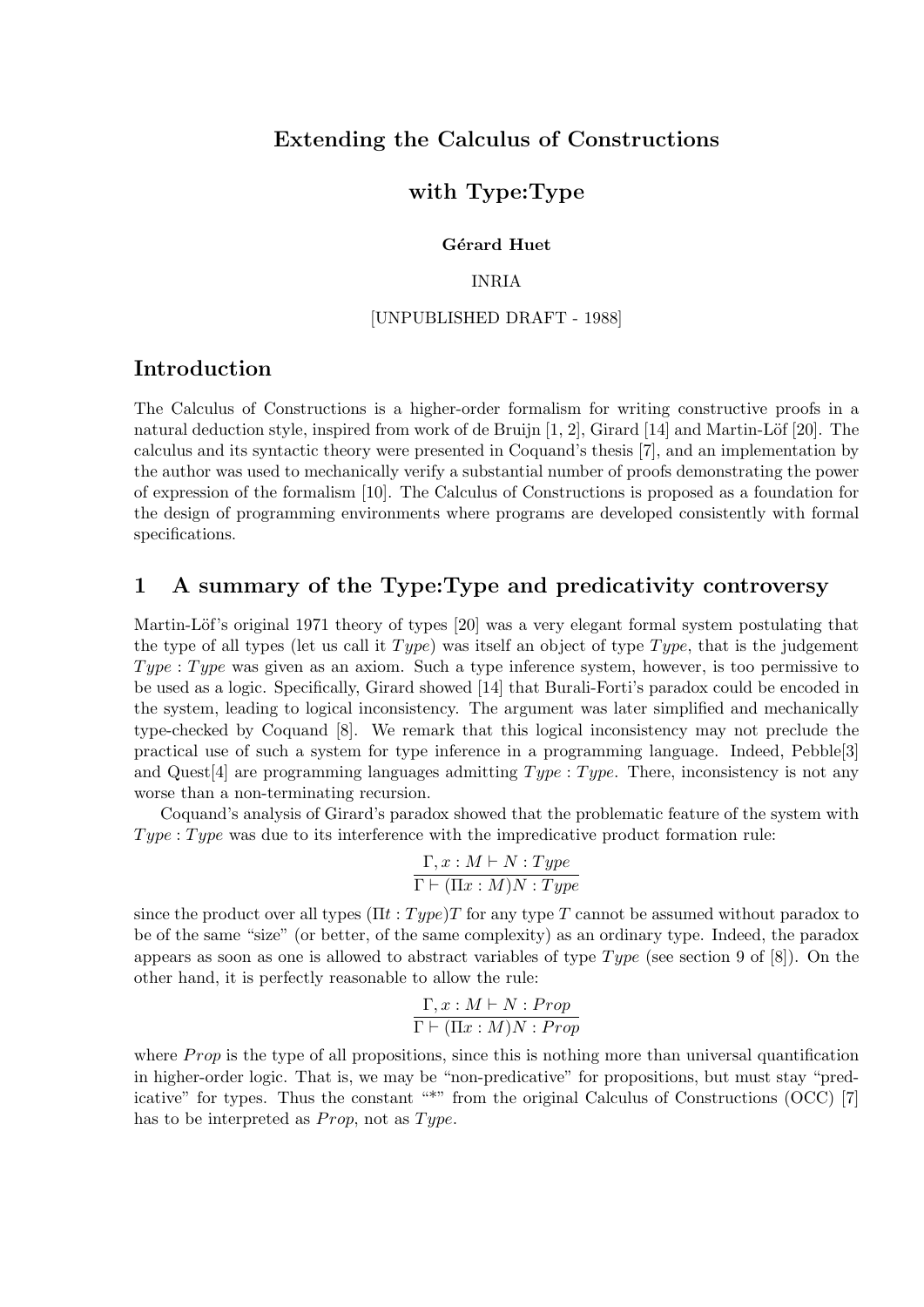# Extending the Calculus of Constructions

# with Type:Type

**Gérard Huet**

INRIA

[UNPUBLISHED DRAFT - 1988]

## Introduction

The Calculus of Constructions is a higher-order formalism for writing constructive proofs in a natural deduction style, inspired from work of de Bruijn [1, 2], Girard [14] and Martin-Löf [20]. The calculus and its syntactic theory were presented in Coquand's thesis [7], and an implementation by the author was used to mechanically verify a substantial number of proofs demonstrating the power of expression of the formalism [10]. The Calculus of Constructions is proposed as a foundation for the design of programming environments where programs are developed consistently with formal specifications.

## 1 A summary of the Type:Type and predicativity controversy

Martin-Löf's original 1971 theory of types [20] was a very elegant formal system postulating that the type of all types (let us call it $Type$) was itself an object of type $Type$, that is the judgement $Type : Type$ was given as an axiom. Such a type inference system, however, is too permissive to be used as a logic. Specifically, Girard showed [14] that Burali-Forti's paradox could be encoded in the system, leading to logical inconsistency. The argument was later simplified and mechanically type-checked by Coquand [8]. We remark that this logical inconsistency may not preclude the practical use of such a system for type inference in a programming language. Indeed, Pebble[3] and Quest[4] are programming languages admitting $Type : Type$. There, inconsistency is not any worse than a non-terminating recursion.

Coquand's analysis of Girard's paradox showed that the problematic feature of the system with $Type : Type$ was due to its interference with the impredicative product formation rule:

$$\frac{\Gamma, x : M \vdash N : Type}{\Gamma \vdash (\Pi x : M)N : Type}$$

since the product over all types $(\Pi t : Type)T$ for any type $T$ cannot be assumed without paradox to be of the same "size" (or better, of the same complexity) as an ordinary type. Indeed, the paradox appears as soon as one is allowed to abstract variables of type $Type$ (see section 9 of [8]). On the other hand, it is perfectly reasonable to allow the rule:

$$\frac{\Gamma, x : M \vdash N : Prop}{\Gamma \vdash (\Pi x : M)N : Prop}$$

where $Prop$ is the type of all propositions, since this is nothing more than universal quantification in higher-order logic. That is, we may be "non-predicative" for propositions, but must stay "predicative" for types. Thus the constant "*" from the original Calculus of Constructions (OCC) [7] has to be interpreted as $Prop$, not as $Type$.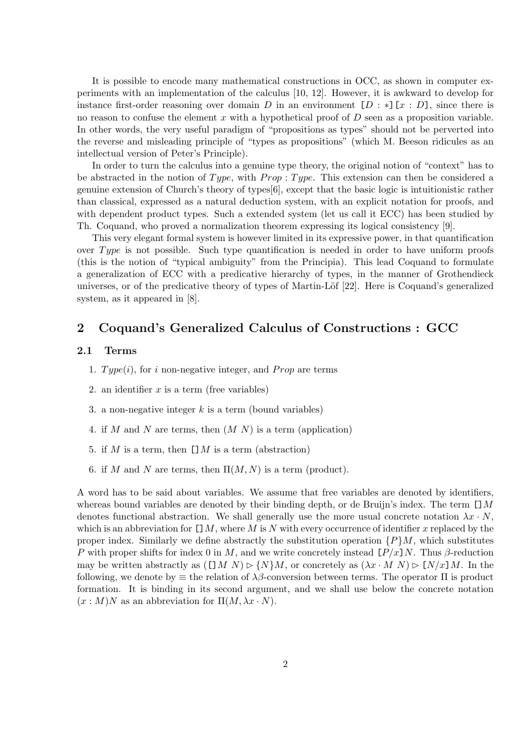It is possible to encode many mathematical constructions in OCC, as shown in computer experiments with an implementation of the calculus [10, 12]. However, it is awkward to develop for instance first-order reasoning over domain $D$ in an environment `[`$D : *$`]` `[`$x : D$`]`, since there is no reason to confuse the element $x$ with a hypothetical proof of $D$ seen as a proposition variable. In other words, the very useful paradigm of "propositions as types" should not be perverted into the reverse and misleading principle of "types as propositions" (which M. Beeson ridicules as an intellectual version of Peter's Principle).

In order to turn the calculus into a genuine type theory, the original notion of "context" has to be abstracted in the notion of $Type$, with $Prop : Type$. This extension can then be considered a genuine extension of Church's theory of types[6], except that the basic logic is intuitionistic rather than classical, expressed as a natural deduction system, with an explicit notation for proofs, and with dependent product types. Such a extended system (let us call it ECC) has been studied by Th. Coquand, who proved a normalization theorem expressing its logical consistency [9].

This very elegant formal system is however limited in its expressive power, in that quantification over $Type$ is not possible. Such type quantification is needed in order to have uniform proofs (this is the notion of "typical ambiguity" from the Principia). This lead Coquand to formulate a generalization of ECC with a predicative hierarchy of types, in the manner of Grothendieck universes, or of the predicative theory of types of Martin-Löf [22]. Here is Coquand's generalized system, as it appeared in [8].

## 2 Coquand's Generalized Calculus of Constructions : GCC

### 2.1 Terms

1. $Type(i)$, for $i$ non-negative integer, and $Prop$ are terms
2. an identifier $x$ is a term (free variables)
3. a non-negative integer $k$ is a term (bound variables)
4. if $M$ and $N$ are terms, then $(M\ N)$ is a term (application)
5. if $M$ is a term, then `[]`$M$ is a term (abstraction)
6. if $M$ and $N$ are terms, then $\Pi(M, N)$ is a term (product).

A word has to be said about variables. We assume that free variables are denoted by identifiers, whereas bound variables are denoted by their binding depth, or de Bruijn's index. The term `[]`$M$ denotes functional abstraction. We shall generally use the more usual concrete notation $\lambda x \cdot N$, which is an abbreviation for `[]`$M$, where $M$ is $N$ with every occurrence of identifier $x$ replaced by the proper index. Similarly we define abstractly the substitution operation $\{P\}M$, which substitutes $P$ with proper shifts for index 0 in $M$, and we write concretely instead `[`$P/x$`]`$N$. Thus $\beta$-reduction may be written abstractly as $($`[]`$M\ N) \triangleright \{N\}M$, or concretely as $(\lambda x \cdot M\ N) \triangleright$ `[`$N/x$`]`$M$. In the following, we denote by $\equiv$ the relation of $\lambda\beta$-conversion between terms. The operator $\Pi$ is product formation. It is binding in its second argument, and we shall use below the concrete notation $(x : M)N$ as an abbreviation for $\Pi(M, \lambda x \cdot N)$.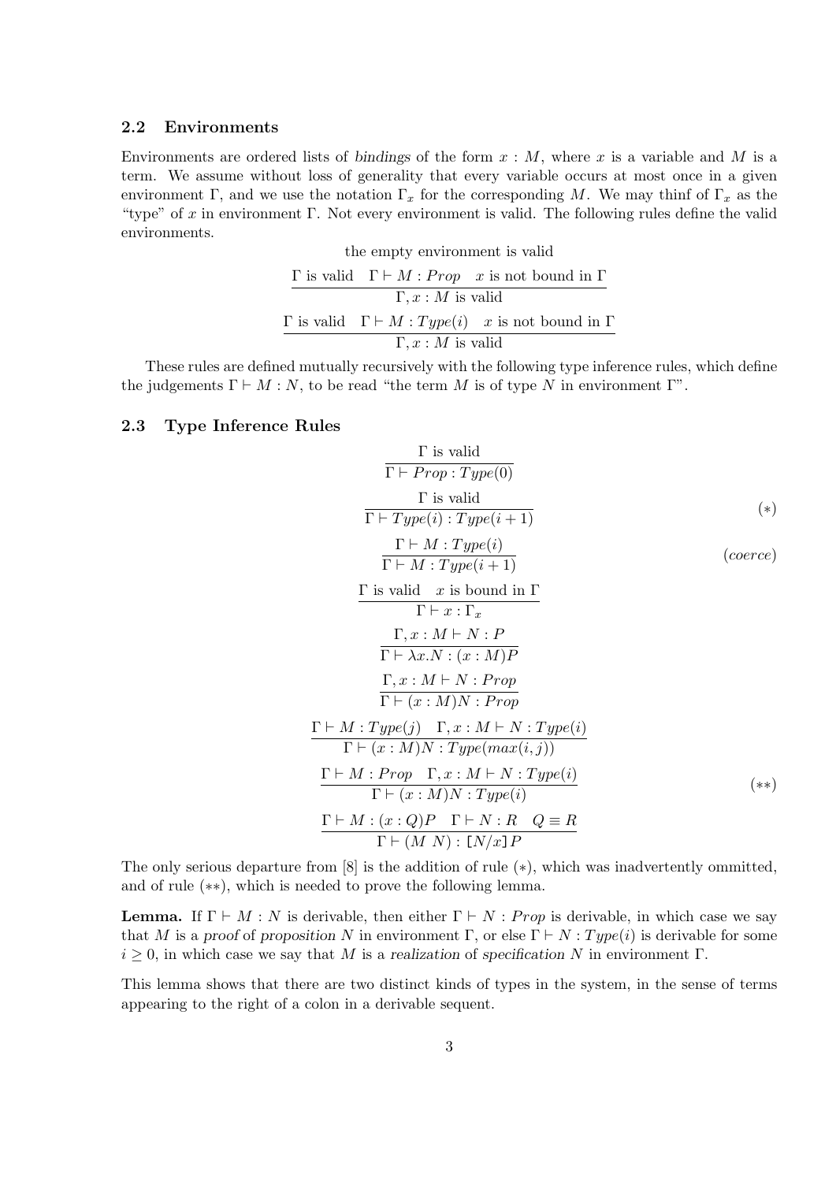### 2.2 Environments

Environments are ordered lists of *bindings* of the form $x : M$, where $x$ is a variable and $M$ is a term. We assume without loss of generality that every variable occurs at most once in a given environment $\Gamma$, and we use the notation $\Gamma_x$ for the corresponding $M$. We may thinf of $\Gamma_x$ as the "type" of $x$ in environment $\Gamma$. Not every environment is valid. The following rules define the valid environments.

$$\text{the empty environment is valid}$$

$$\frac{\Gamma \text{ is valid} \quad \Gamma \vdash M : Prop \quad x \text{ is not bound in } \Gamma}{\Gamma, x : M \text{ is valid}}$$

$$\frac{\Gamma \text{ is valid} \quad \Gamma \vdash M : Type(i) \quad x \text{ is not bound in } \Gamma}{\Gamma, x : M \text{ is valid}}$$

These rules are defined mutually recursively with the following type inference rules, which define the judgements $\Gamma \vdash M : N$, to be read "the term $M$ is of type $N$ in environment $\Gamma$".

### 2.3 Type Inference Rules

$$\frac{\Gamma \text{ is valid}}{\Gamma \vdash Prop : Type(0)}$$

$$\frac{\Gamma \text{ is valid}}{\Gamma \vdash Type(i) : Type(i+1)} \qquad (*)$$

$$\frac{\Gamma \vdash M : Type(i)}{\Gamma \vdash M : Type(i+1)} \qquad (coerce)$$

$$\frac{\Gamma \text{ is valid} \quad x \text{ is bound in } \Gamma}{\Gamma \vdash x : \Gamma_x}$$

$$\frac{\Gamma, x : M \vdash N : P}{\Gamma \vdash \lambda x.N : (x : M)P}$$

$$\frac{\Gamma, x : M \vdash N : Prop}{\Gamma \vdash (x : M)N : Prop}$$

$$\frac{\Gamma \vdash M : Type(j) \quad \Gamma, x : M \vdash N : Type(i)}{\Gamma \vdash (x : M)N : Type(max(i,j))}$$

$$\frac{\Gamma \vdash M : Prop \quad \Gamma, x : M \vdash N : Type(i)}{\Gamma \vdash (x : M)N : Type(i)} \qquad (**)$$

$$\frac{\Gamma \vdash M : (x : Q)P \quad \Gamma \vdash N : R \quad Q \equiv R}{\Gamma \vdash (M\ N) : [N/x]P}$$

The only serious departure from [8] is the addition of rule $(*)$, which was inadvertently ommitted, and of rule $(**)$, which is needed to prove the following lemma.

**Lemma.** If $\Gamma \vdash M : N$ is derivable, then either $\Gamma \vdash N : Prop$ is derivable, in which case we say that $M$ is a *proof* of *proposition* $N$ in environment $\Gamma$, or else $\Gamma \vdash N : Type(i)$ is derivable for some $i \geq 0$, in which case we say that $M$ is a *realization* of *specification* $N$ in environment $\Gamma$.

This lemma shows that there are two distinct kinds of types in the system, in the sense of terms appearing to the right of a colon in a derivable sequent.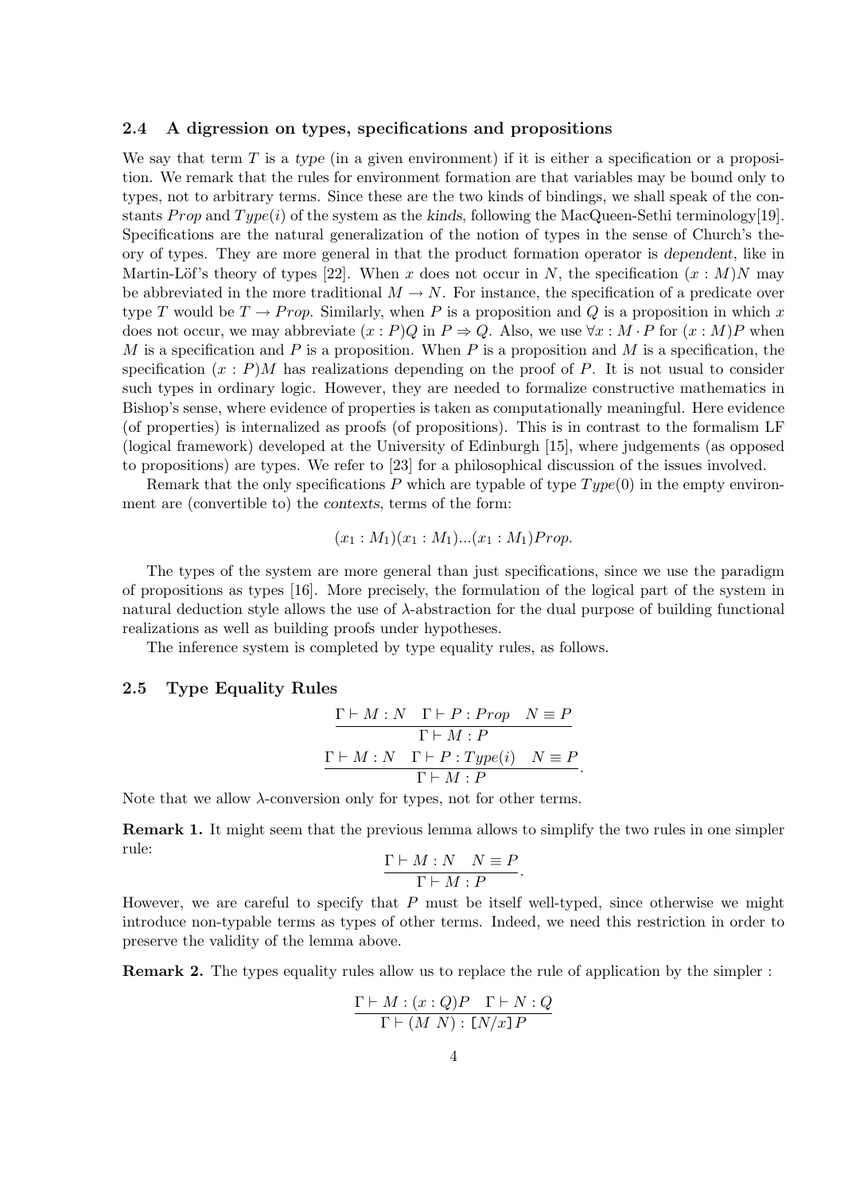### 2.4 A digression on types, specifications and propositions

We say that term $T$ is a *type* (in a given environment) if it is either a specification or a proposition. We remark that the rules for environment formation are that variables may be bound only to types, not to arbitrary terms. Since these are the two kinds of bindings, we shall speak of the constants $Prop$ and $Type(i)$ of the system as the *kinds*, following the MacQueen-Sethi terminology[19]. Specifications are the natural generalization of the notion of types in the sense of Church's theory of types. They are more general in that the product formation operator is *dependent*, like in Martin-Löf's theory of types [22]. When $x$ does not occur in $N$, the specification $(x : M)N$ may be abbreviated in the more traditional $M \rightarrow N$. For instance, the specification of a predicate over type $T$ would be $T \rightarrow Prop$. Similarly, when $P$ is a proposition and $Q$ is a proposition in which $x$ does not occur, we may abbreviate $(x : P)Q$ in $P \Rightarrow Q$. Also, we use $\forall x : M \cdot P$ for $(x : M)P$ when $M$ is a specification and $P$ is a proposition. When $P$ is a proposition and $M$ is a specification, the specification $(x : P)M$ has realizations depending on the proof of $P$. It is not usual to consider such types in ordinary logic. However, they are needed to formalize constructive mathematics in Bishop's sense, where evidence of properties is taken as computationally meaningful. Here evidence (of properties) is internalized as proofs (of propositions). This is in contrast to the formalism LF (logical framework) developed at the University of Edinburgh [15], where judgements (as opposed to propositions) are types. We refer to [23] for a philosophical discussion of the issues involved.

Remark that the only specifications $P$ which are typable of type $Type(0)$ in the empty environment are (convertible to) the *contexts*, terms of the form:

$$(x_1 : M_1)(x_1 : M_1)...(x_1 : M_1)Prop.$$

The types of the system are more general than just specifications, since we use the paradigm of propositions as types [16]. More precisely, the formulation of the logical part of the system in natural deduction style allows the use of $\lambda$-abstraction for the dual purpose of building functional realizations as well as building proofs under hypotheses.

The inference system is completed by type equality rules, as follows.

### 2.5 Type Equality Rules

$$\frac{\Gamma \vdash M : N \quad \Gamma \vdash P : Prop \quad N \equiv P}{\Gamma \vdash M : P}$$

$$\frac{\Gamma \vdash M : N \quad \Gamma \vdash P : Type(i) \quad N \equiv P}{\Gamma \vdash M : P}.$$

Note that we allow $\lambda$-conversion only for types, not for other terms.

**Remark 1.** It might seem that the previous lemma allows to simplify the two rules in one simpler rule:

$$\frac{\Gamma \vdash M : N \quad N \equiv P}{\Gamma \vdash M : P}.$$

However, we are careful to specify that $P$ must be itself well-typed, since otherwise we might introduce non-typable terms as types of other terms. Indeed, we need this restriction in order to preserve the validity of the lemma above.

**Remark 2.** The types equality rules allow us to replace the rule of application by the simpler :

$$\frac{\Gamma \vdash M : (x : Q)P \quad \Gamma \vdash N : Q}{\Gamma \vdash (M\ N) : [N/x]P}$$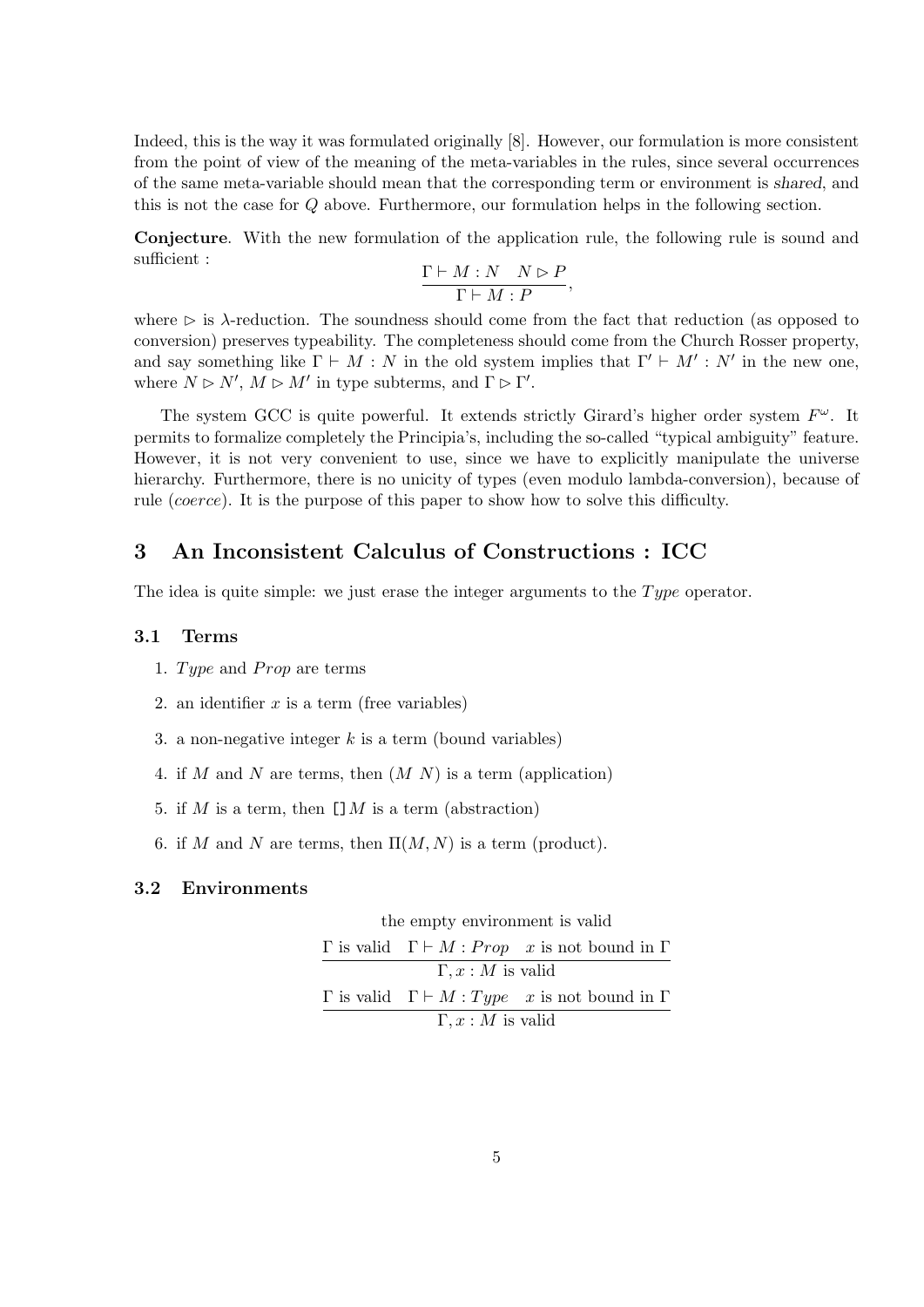Indeed, this is the way it was formulated originally [8]. However, our formulation is more consistent from the point of view of the meaning of the meta-variables in the rules, since several occurrences of the same meta-variable should mean that the corresponding term or environment is *shared*, and this is not the case for $Q$ above. Furthermore, our formulation helps in the following section.

**Conjecture**. With the new formulation of the application rule, the following rule is sound and sufficient :

$$\frac{\Gamma \vdash M : N \quad N \rhd P}{\Gamma \vdash M : P},$$

where $\rhd$ is $\lambda$-reduction. The soundness should come from the fact that reduction (as opposed to conversion) preserves typeability. The completeness should come from the Church Rosser property, and say something like $\Gamma \vdash M : N$ in the old system implies that $\Gamma' \vdash M' : N'$ in the new one, where $N \rhd N'$, $M \rhd M'$ in type subterms, and $\Gamma \rhd \Gamma'$.

The system GCC is quite powerful. It extends strictly Girard's higher order system $F^\omega$. It permits to formalize completely the Principia's, including the so-called "typical ambiguity" feature. However, it is not very convenient to use, since we have to explicitly manipulate the universe hierarchy. Furthermore, there is no unicity of types (even modulo lambda-conversion), because of rule (*coerce*). It is the purpose of this paper to show how to solve this difficulty.

## 3 An Inconsistent Calculus of Constructions : ICC

The idea is quite simple: we just erase the integer arguments to the $Type$ operator.

### 3.1 Terms

1. $Type$ and $Prop$ are terms
2. an identifier $x$ is a term (free variables)
3. a non-negative integer $k$ is a term (bound variables)
4. if $M$ and $N$ are terms, then $(M\ N)$ is a term (application)
5. if $M$ is a term, then $[\,]M$ is a term (abstraction)
6. if $M$ and $N$ are terms, then $\Pi(M, N)$ is a term (product).

### 3.2 Environments

$$\text{the empty environment is valid}$$

$$\frac{\Gamma \text{ is valid} \quad \Gamma \vdash M : Prop \quad x \text{ is not bound in } \Gamma}{\Gamma, x : M \text{ is valid}}$$

$$\frac{\Gamma \text{ is valid} \quad \Gamma \vdash M : Type \quad x \text{ is not bound in } \Gamma}{\Gamma, x : M \text{ is valid}}$$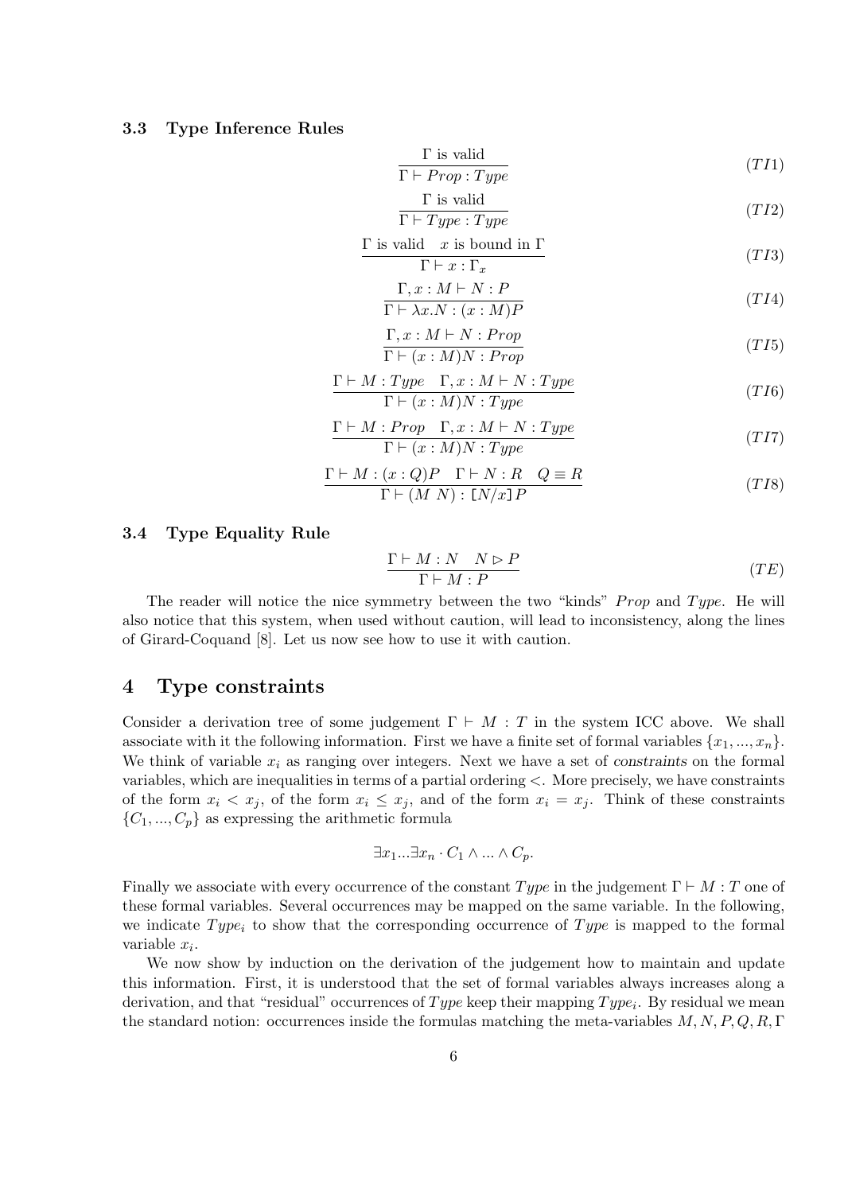### 3.3 Type Inference Rules

$$\frac{\Gamma \text{ is valid}}{\Gamma \vdash Prop : Type} \tag{TI1}$$

$$\frac{\Gamma \text{ is valid}}{\Gamma \vdash Type : Type} \tag{TI2}$$

$$\frac{\Gamma \text{ is valid} \quad x \text{ is bound in } \Gamma}{\Gamma \vdash x : \Gamma_x} \tag{TI3}$$

$$\frac{\Gamma, x : M \vdash N : P}{\Gamma \vdash \lambda x.N : (x : M)P} \tag{TI4}$$

$$\frac{\Gamma, x : M \vdash N : Prop}{\Gamma \vdash (x : M)N : Prop} \tag{TI5}$$

$$\frac{\Gamma \vdash M : Type \quad \Gamma, x : M \vdash N : Type}{\Gamma \vdash (x : M)N : Type} \tag{TI6}$$

$$\frac{\Gamma \vdash M : Prop \quad \Gamma, x : M \vdash N : Type}{\Gamma \vdash (x : M)N : Type} \tag{TI7}$$

$$\frac{\Gamma \vdash M : (x : Q)P \quad \Gamma \vdash N : R \quad Q \equiv R}{\Gamma \vdash (M\ N) : [N/x]P} \tag{TI8}$$

### 3.4 Type Equality Rule

$$\frac{\Gamma \vdash M : N \quad N \rhd P}{\Gamma \vdash M : P} \tag{TE}$$

The reader will notice the nice symmetry between the two "kinds" *Prop* and *Type*. He will also notice that this system, when used without caution, will lead to inconsistency, along the lines of Girard-Coquand [8]. Let us now see how to use it with caution.

## 4 Type constraints

Consider a derivation tree of some judgement $\Gamma \vdash M : T$ in the system ICC above. We shall associate with it the following information. First we have a finite set of formal variables $\{x_1, ..., x_n\}$. We think of variable $x_i$ as ranging over integers. Next we have a set of *constraints* on the formal variables, which are inequalities in terms of a partial ordering $<$. More precisely, we have constraints of the form $x_i < x_j$, of the form $x_i \leq x_j$, and of the form $x_i = x_j$. Think of these constraints $\{C_1, ..., C_p\}$ as expressing the arithmetic formula

$$\exists x_1 ... \exists x_n \cdot C_1 \wedge ... \wedge C_p.$$

Finally we associate with every occurrence of the constant *Type* in the judgement $\Gamma \vdash M : T$ one of these formal variables. Several occurrences may be mapped on the same variable. In the following, we indicate $Type_i$ to show that the corresponding occurrence of *Type* is mapped to the formal variable $x_i$.

We now show by induction on the derivation of the judgement how to maintain and update this information. First, it is understood that the set of formal variables always increases along a derivation, and that "residual" occurrences of *Type* keep their mapping $Type_i$. By residual we mean the standard notion: occurrences inside the formulas matching the meta-variables $M, N, P, Q, R, \Gamma$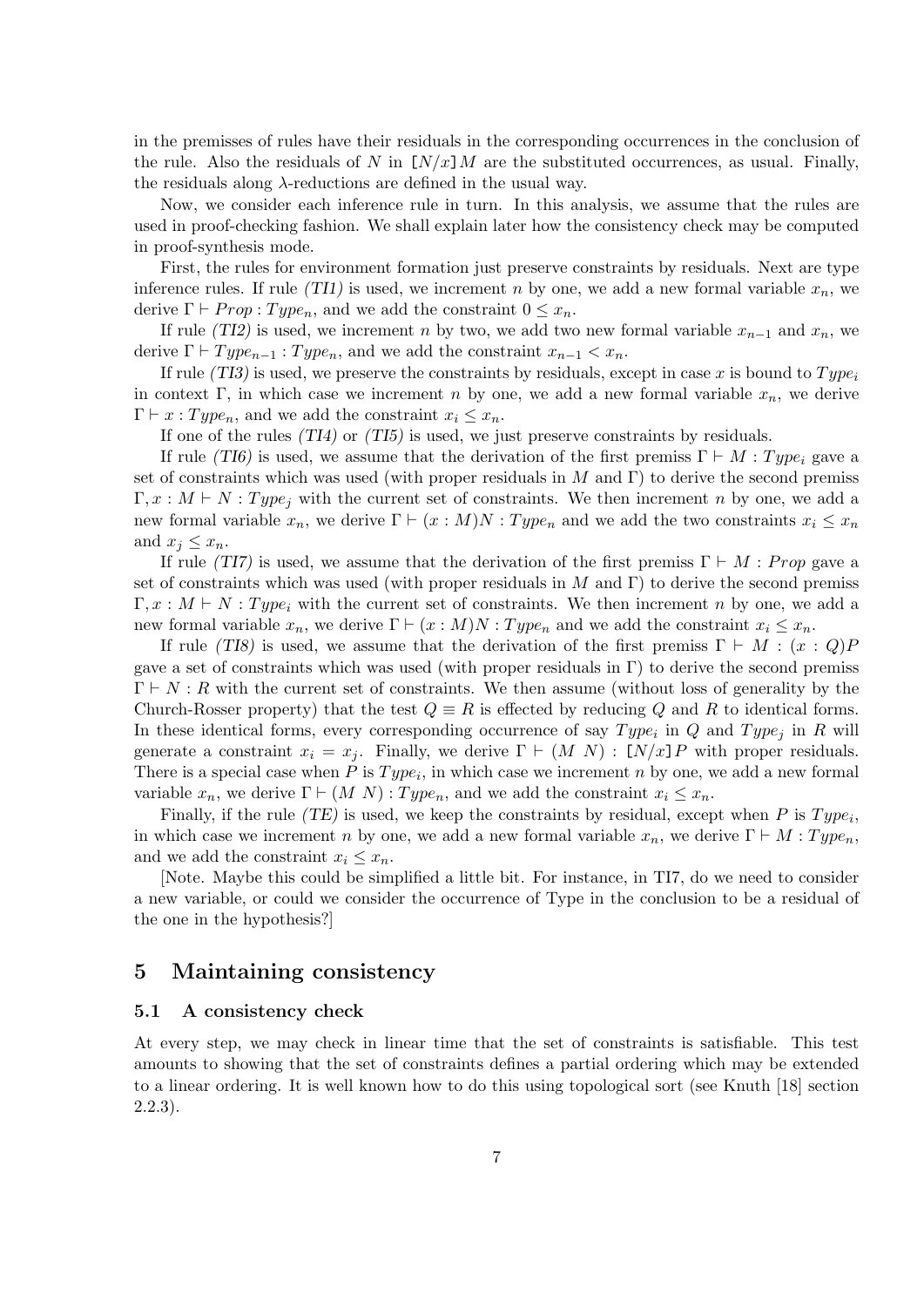in the premisses of rules have their residuals in the corresponding occurrences in the conclusion of the rule. Also the residuals of $N$ in $[N/x]M$ are the substituted occurrences, as usual. Finally, the residuals along $\lambda$-reductions are defined in the usual way.

Now, we consider each inference rule in turn. In this analysis, we assume that the rules are used in proof-checking fashion. We shall explain later how the consistency check may be computed in proof-synthesis mode.

First, the rules for environment formation just preserve constraints by residuals. Next are type inference rules. If rule *(TI1)* is used, we increment $n$ by one, we add a new formal variable $x_n$, we derive $\Gamma \vdash Prop : Type_n$, and we add the constraint $0 \leq x_n$.

If rule *(TI2)* is used, we increment $n$ by two, we add two new formal variable $x_{n-1}$ and $x_n$, we derive $\Gamma \vdash Type_{n-1} : Type_n$, and we add the constraint $x_{n-1} < x_n$.

If rule *(TI3)* is used, we preserve the constraints by residuals, except in case $x$ is bound to $Type_i$ in context $\Gamma$, in which case we increment $n$ by one, we add a new formal variable $x_n$, we derive $\Gamma \vdash x : Type_n$, and we add the constraint $x_i \leq x_n$.

If one of the rules *(TI4)* or *(TI5)* is used, we just preserve constraints by residuals.

If rule *(TI6)* is used, we assume that the derivation of the first premiss $\Gamma \vdash M : Type_i$ gave a set of constraints which was used (with proper residuals in $M$ and $\Gamma$) to derive the second premiss $\Gamma, x : M \vdash N : Type_j$ with the current set of constraints. We then increment $n$ by one, we add a new formal variable $x_n$, we derive $\Gamma \vdash (x : M)N : Type_n$ and we add the two constraints $x_i \leq x_n$ and $x_j \leq x_n$.

If rule *(TI7)* is used, we assume that the derivation of the first premiss $\Gamma \vdash M : Prop$ gave a set of constraints which was used (with proper residuals in $M$ and $\Gamma$) to derive the second premiss $\Gamma, x : M \vdash N : Type_i$ with the current set of constraints. We then increment $n$ by one, we add a new formal variable $x_n$, we derive $\Gamma \vdash (x : M)N : Type_n$ and we add the constraint $x_i \leq x_n$.

If rule *(TI8)* is used, we assume that the derivation of the first premiss $\Gamma \vdash M : (x : Q)P$ gave a set of constraints which was used (with proper residuals in $\Gamma$) to derive the second premiss $\Gamma \vdash N : R$ with the current set of constraints. We then assume (without loss of generality by the Church-Rosser property) that the test $Q \equiv R$ is effected by reducing $Q$ and $R$ to identical forms. In these identical forms, every corresponding occurrence of say $Type_i$ in $Q$ and $Type_j$ in $R$ will generate a constraint $x_i = x_j$. Finally, we derive $\Gamma \vdash (M\ N) : [N/x]P$ with proper residuals. There is a special case when $P$ is $Type_i$, in which case we increment $n$ by one, we add a new formal variable $x_n$, we derive $\Gamma \vdash (M\ N) : Type_n$, and we add the constraint $x_i \leq x_n$.

Finally, if the rule *(TE)* is used, we keep the constraints by residual, except when $P$ is $Type_i$, in which case we increment $n$ by one, we add a new formal variable $x_n$, we derive $\Gamma \vdash M : Type_n$, and we add the constraint $x_i \leq x_n$.

[Note. Maybe this could be simplified a little bit. For instance, in TI7, do we need to consider a new variable, or could we consider the occurrence of Type in the conclusion to be a residual of the one in the hypothesis?]

## 5 Maintaining consistency

### 5.1 A consistency check

At every step, we may check in linear time that the set of constraints is satisfiable. This test amounts to showing that the set of constraints defines a partial ordering which may be extended to a linear ordering. It is well known how to do this using topological sort (see Knuth [18] section 2.2.3).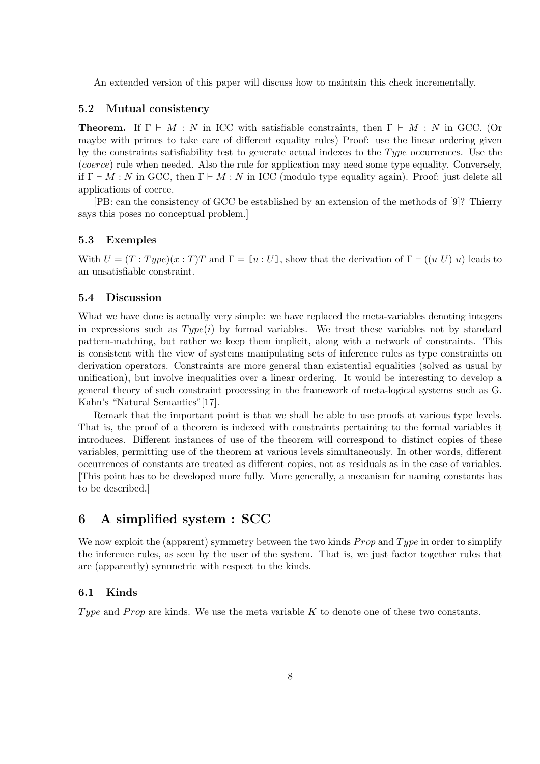An extended version of this paper will discuss how to maintain this check incrementally.

### 5.2 Mutual consistency

**Theorem.** If $\Gamma \vdash M : N$ in ICC with satisfiable constraints, then $\Gamma \vdash M : N$ in GCC. (Or maybe with primes to take care of different equality rules) Proof: use the linear ordering given by the constraints satisfiability test to generate actual indexes to the $Type$ occurrences. Use the (*coerce*) rule when needed. Also the rule for application may need some type equality. Conversely, if $\Gamma \vdash M : N$ in GCC, then $\Gamma \vdash M : N$ in ICC (modulo type equality again). Proof: just delete all applications of coerce.

[PB: can the consistency of GCC be established by an extension of the methods of [9]? Thierry says this poses no conceptual problem.]

### 5.3 Exemples

With $U = (T : Type)(x : T)T$ and $\Gamma = [u : U]$, show that the derivation of $\Gamma \vdash ((u\ U)\ u)$ leads to an unsatisfiable constraint.

### 5.4 Discussion

What we have done is actually very simple: we have replaced the meta-variables denoting integers in expressions such as $Type(i)$ by formal variables. We treat these variables not by standard pattern-matching, but rather we keep them implicit, along with a network of constraints. This is consistent with the view of systems manipulating sets of inference rules as type constraints on derivation operators. Constraints are more general than existential equalities (solved as usual by unification), but involve inequalities over a linear ordering. It would be interesting to develop a general theory of such constraint processing in the framework of meta-logical systems such as G. Kahn's "Natural Semantics"[17].

Remark that the important point is that we shall be able to use proofs at various type levels. That is, the proof of a theorem is indexed with constraints pertaining to the formal variables it introduces. Different instances of use of the theorem will correspond to distinct copies of these variables, permitting use of the theorem at various levels simultaneously. In other words, different occurrences of constants are treated as different copies, not as residuals as in the case of variables. [This point has to be developed more fully. More generally, a mecanism for naming constants has to be described.]

## 6 A simplified system : SCC

We now exploit the (apparent) symmetry between the two kinds $Prop$ and $Type$ in order to simplify the inference rules, as seen by the user of the system. That is, we just factor together rules that are (apparently) symmetric with respect to the kinds.

### 6.1 Kinds

$Type$ and $Prop$ are kinds. We use the meta variable $K$ to denote one of these two constants.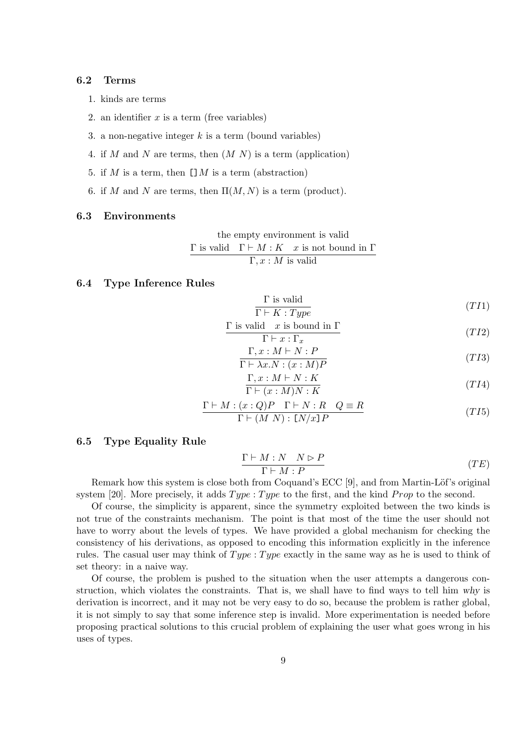### 6.2 Terms

1. kinds are terms
2. an identifier $x$ is a term (free variables)
3. a non-negative integer $k$ is a term (bound variables)
4. if $M$ and $N$ are terms, then $(M\ N)$ is a term (application)
5. if $M$ is a term, then $[\,]M$ is a term (abstraction)
6. if $M$ and $N$ are terms, then $\Pi(M, N)$ is a term (product).

### 6.3 Environments

$$\text{the empty environment is valid}$$

$$\frac{\Gamma \text{ is valid} \quad \Gamma \vdash M : K \quad x \text{ is not bound in } \Gamma}{\Gamma, x : M \text{ is valid}}$$

### 6.4 Type Inference Rules

$$\frac{\Gamma \text{ is valid}}{\Gamma \vdash K : Type} \tag{TI1}$$

$$\frac{\Gamma \text{ is valid} \quad x \text{ is bound in } \Gamma}{\Gamma \vdash x : \Gamma_x} \tag{TI2}$$

$$\frac{\Gamma, x : M \vdash N : P}{\Gamma \vdash \lambda x.N : (x : M)P} \tag{TI3}$$

$$\frac{\Gamma, x : M \vdash N : K}{\Gamma \vdash (x : M)N : K} \tag{TI4}$$

$$\frac{\Gamma \vdash M : (x : Q)P \quad \Gamma \vdash N : R \quad Q \equiv R}{\Gamma \vdash (M\ N) : [N/x]P} \tag{TI5}$$

### 6.5 Type Equality Rule

$$\frac{\Gamma \vdash M : N \quad N \rhd P}{\Gamma \vdash M : P} \tag{TE}$$

Remark how this system is close both from Coquand's ECC [9], and from Martin-Löf's original system [20]. More precisely, it adds $Type : Type$ to the first, and the kind $Prop$ to the second.

Of course, the simplicity is apparent, since the symmetry exploited between the two kinds is not true of the constraints mechanism. The point is that most of the time the user should not have to worry about the levels of types. We have provided a global mechanism for checking the consistency of his derivations, as opposed to encoding this information explicitly in the inference rules. The casual user may think of $Type : Type$ exactly in the same way as he is used to think of set theory: in a naive way.

Of course, the problem is pushed to the situation when the user attempts a dangerous construction, which violates the constraints. That is, we shall have to find ways to tell him *why* is derivation is incorrect, and it may not be very easy to do so, because the problem is rather global, it is not simply to say that some inference step is invalid. More experimentation is needed before proposing practical solutions to this crucial problem of explaining the user what goes wrong in his uses of types.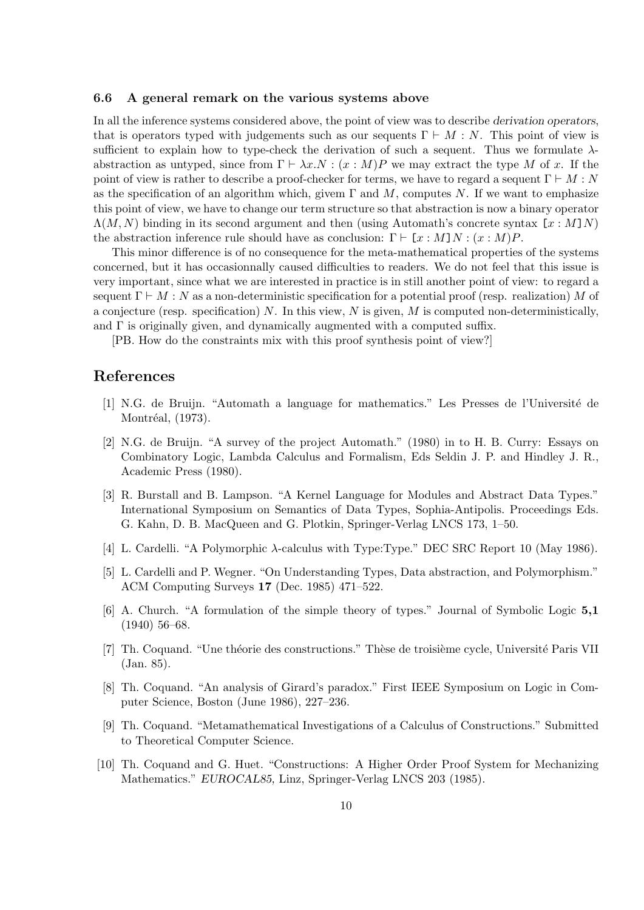### 6.6 A general remark on the various systems above

In all the inference systems considered above, the point of view was to describe *derivation operators*, that is operators typed with judgements such as our sequents $\Gamma \vdash M : N$. This point of view is sufficient to explain how to type-check the derivation of such a sequent. Thus we formulate $\lambda$-abstraction as untyped, since from $\Gamma \vdash \lambda x.N : (x : M)P$ we may extract the type $M$ of $x$. If the point of view is rather to describe a proof-checker for terms, we have to regard a sequent $\Gamma \vdash M : N$ as the specification of an algorithm which, givem $\Gamma$ and $M$, computes $N$. If we want to emphasize this point of view, we have to change our term structure so that abstraction is now a binary operator $\Lambda(M, N)$ binding in its second argument and then (using Automath's concrete syntax $[x : M]N$) the abstraction inference rule should have as conclusion: $\Gamma \vdash [x : M]N : (x : M)P$.

This minor difference is of no consequence for the meta-mathematical properties of the systems concerned, but it has occasionnally caused difficulties to readers. We do not feel that this issue is very important, since what we are interested in practice is in still another point of view: to regard a sequent $\Gamma \vdash M : N$ as a non-deterministic specification for a potential proof (resp. realization) $M$ of a conjecture (resp. specification) $N$. In this view, $N$ is given, $M$ is computed non-deterministically, and $\Gamma$ is originally given, and dynamically augmented with a computed suffix.

[PB. How do the constraints mix with this proof synthesis point of view?]

## References

[1] N.G. de Bruijn. "Automath a language for mathematics." Les Presses de l'Université de Montréal, (1973).

[2] N.G. de Bruijn. "A survey of the project Automath." (1980) in to H. B. Curry: Essays on Combinatory Logic, Lambda Calculus and Formalism, Eds Seldin J. P. and Hindley J. R., Academic Press (1980).

[3] R. Burstall and B. Lampson. "A Kernel Language for Modules and Abstract Data Types." International Symposium on Semantics of Data Types, Sophia-Antipolis. Proceedings Eds. G. Kahn, D. B. MacQueen and G. Plotkin, Springer-Verlag LNCS 173, 1–50.

[4] L. Cardelli. "A Polymorphic $\lambda$-calculus with Type:Type." DEC SRC Report 10 (May 1986).

[5] L. Cardelli and P. Wegner. "On Understanding Types, Data abstraction, and Polymorphism." ACM Computing Surveys **17** (Dec. 1985) 471–522.

[6] A. Church. "A formulation of the simple theory of types." Journal of Symbolic Logic **5,1** (1940) 56–68.

[7] Th. Coquand. "Une théorie des constructions." Thèse de troisième cycle, Université Paris VII (Jan. 85).

[8] Th. Coquand. "An analysis of Girard's paradox." First IEEE Symposium on Logic in Computer Science, Boston (June 1986), 227–236.

[9] Th. Coquand. "Metamathematical Investigations of a Calculus of Constructions." Submitted to Theoretical Computer Science.

[10] Th. Coquand and G. Huet. "Constructions: A Higher Order Proof System for Mechanizing Mathematics." *EUROCAL85*, Linz, Springer-Verlag LNCS 203 (1985).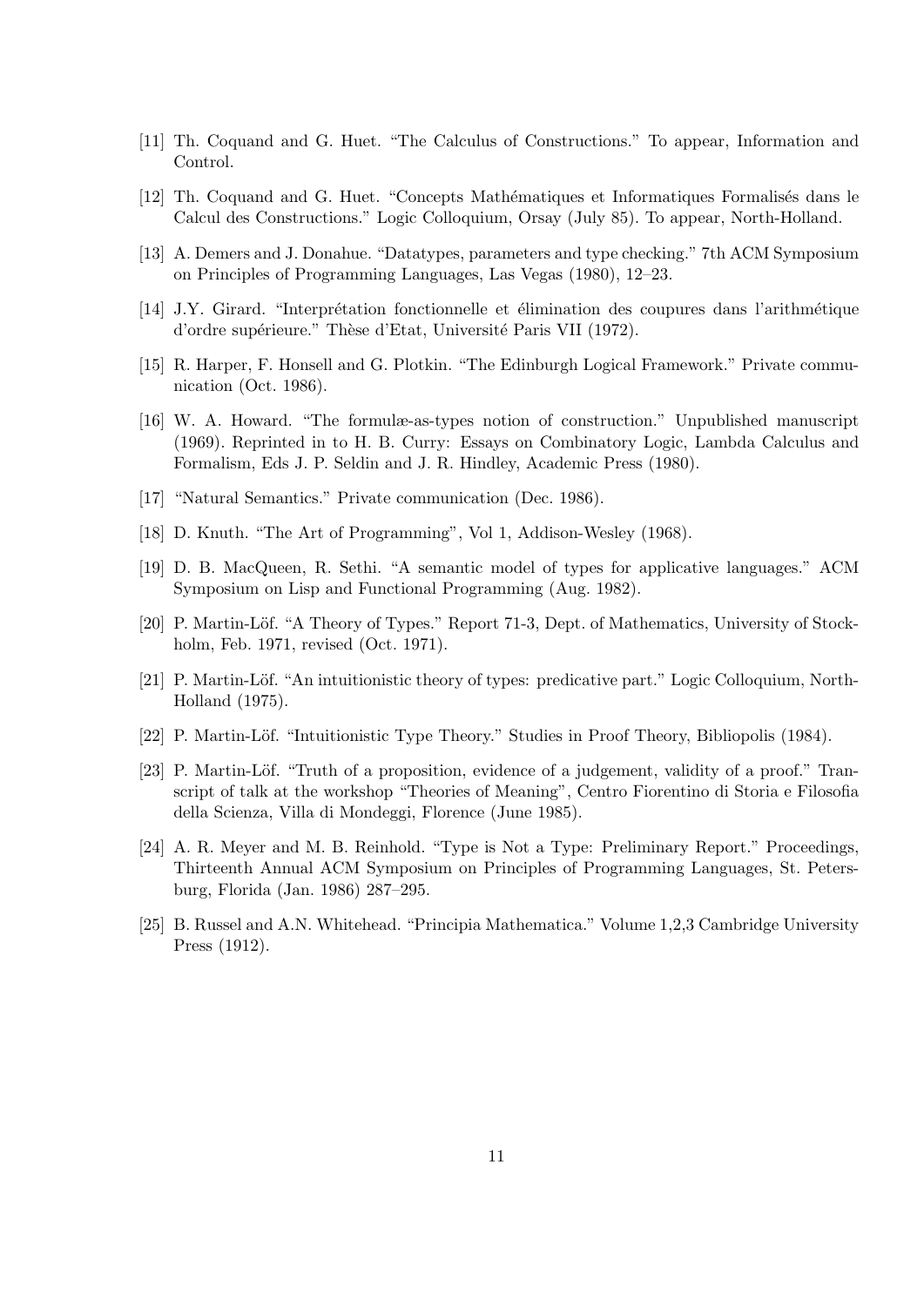[11] Th. Coquand and G. Huet. “The Calculus of Constructions.” To appear, Information and Control.

[12] Th. Coquand and G. Huet. “Concepts Mathématiques et Informatiques Formalisés dans le Calcul des Constructions.” Logic Colloquium, Orsay (July 85). To appear, North-Holland.

[13] A. Demers and J. Donahue. “Datatypes, parameters and type checking.” 7th ACM Symposium on Principles of Programming Languages, Las Vegas (1980), 12–23.

[14] J.Y. Girard. “Interprétation fonctionnelle et élimination des coupures dans l'arithmétique d'ordre supérieure.” Thèse d'Etat, Université Paris VII (1972).

[15] R. Harper, F. Honsell and G. Plotkin. “The Edinburgh Logical Framework.” Private communication (Oct. 1986).

[16] W. A. Howard. “The formulæ-as-types notion of construction.” Unpublished manuscript (1969). Reprinted in to H. B. Curry: Essays on Combinatory Logic, Lambda Calculus and Formalism, Eds J. P. Seldin and J. R. Hindley, Academic Press (1980).

[17] “Natural Semantics.” Private communication (Dec. 1986).

[18] D. Knuth. “The Art of Programming”, Vol 1, Addison-Wesley (1968).

[19] D. B. MacQueen, R. Sethi. “A semantic model of types for applicative languages.” ACM Symposium on Lisp and Functional Programming (Aug. 1982).

[20] P. Martin-Löf. “A Theory of Types.” Report 71-3, Dept. of Mathematics, University of Stockholm, Feb. 1971, revised (Oct. 1971).

[21] P. Martin-Löf. “An intuitionistic theory of types: predicative part.” Logic Colloquium, North-Holland (1975).

[22] P. Martin-Löf. “Intuitionistic Type Theory.” Studies in Proof Theory, Bibliopolis (1984).

[23] P. Martin-Löf. “Truth of a proposition, evidence of a judgement, validity of a proof.” Transcript of talk at the workshop “Theories of Meaning”, Centro Fiorentino di Storia e Filosofia della Scienza, Villa di Mondeggi, Florence (June 1985).

[24] A. R. Meyer and M. B. Reinhold. “Type is Not a Type: Preliminary Report.” Proceedings, Thirteenth Annual ACM Symposium on Principles of Programming Languages, St. Petersburg, Florida (Jan. 1986) 287–295.

[25] B. Russel and A.N. Whitehead. “Principia Mathematica.” Volume 1,2,3 Cambridge University Press (1912).